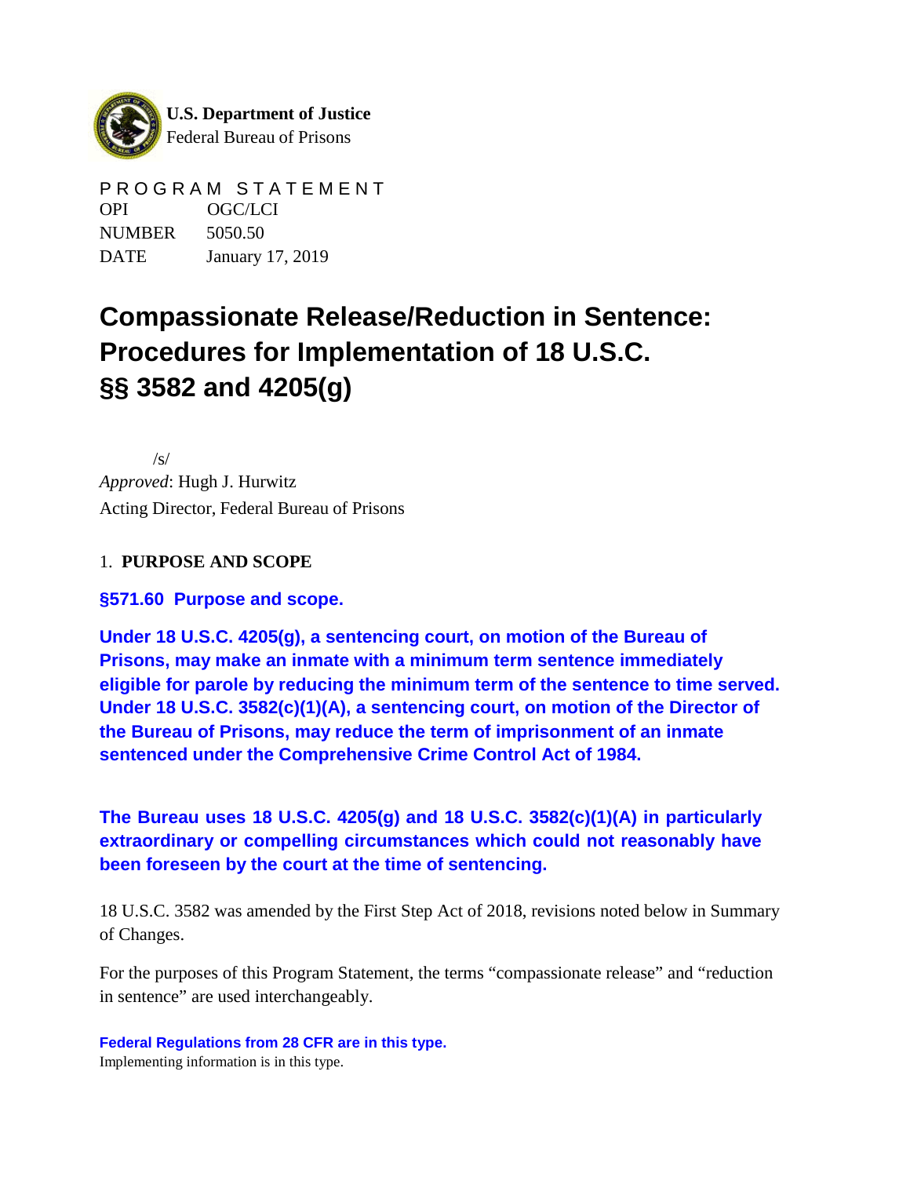**U.S. Department of Justice**
Federal Bureau of Prisons

PROGRAM STATEMENT

| | |
|---|---|
| OPI | OGC/LCI |
| NUMBER | 5050.50 |
| DATE | January 17, 2019 |

# Compassionate Release/Reduction in Sentence: Procedures for Implementation of 18 U.S.C. §§ 3582 and 4205(g)

/s/
*Approved*: Hugh J. Hurwitz
Acting Director, Federal Bureau of Prisons

## 1. PURPOSE AND SCOPE

**§571.60 Purpose and scope.**

**Under 18 U.S.C. 4205(g), a sentencing court, on motion of the Bureau of Prisons, may make an inmate with a minimum term sentence immediately eligible for parole by reducing the minimum term of the sentence to time served. Under 18 U.S.C. 3582(c)(1)(A), a sentencing court, on motion of the Director of the Bureau of Prisons, may reduce the term of imprisonment of an inmate sentenced under the Comprehensive Crime Control Act of 1984.**

**The Bureau uses 18 U.S.C. 4205(g) and 18 U.S.C. 3582(c)(1)(A) in particularly extraordinary or compelling circumstances which could not reasonably have been foreseen by the court at the time of sentencing.**

18 U.S.C. 3582 was amended by the First Step Act of 2018, revisions noted below in Summary of Changes.

For the purposes of this Program Statement, the terms "compassionate release" and "reduction in sentence" are used interchangeably.

**Federal Regulations from 28 CFR are in this type.**
Implementing information is in this type.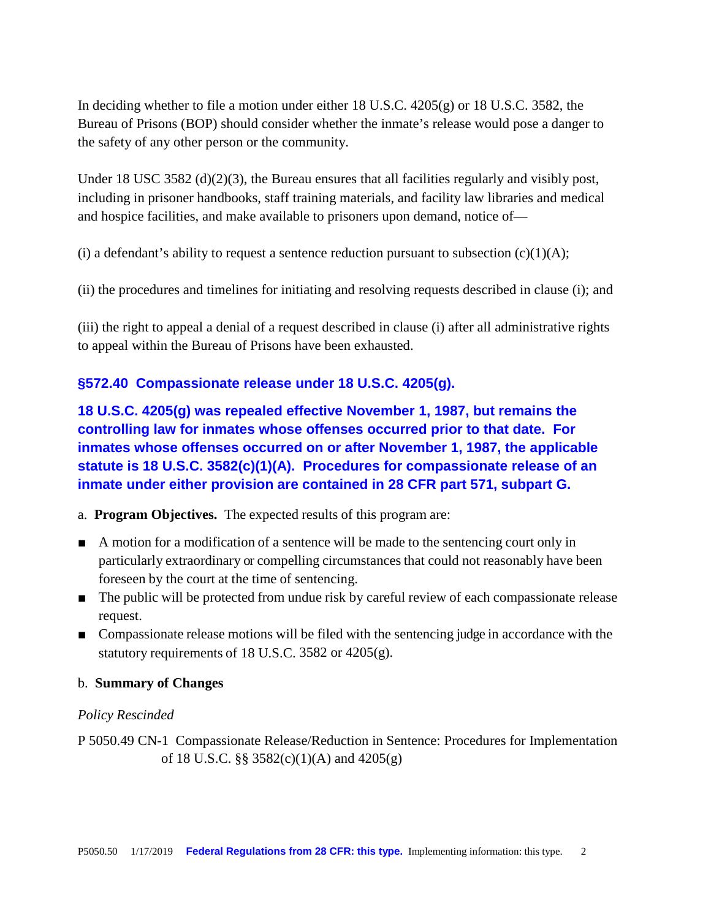In deciding whether to file a motion under either 18 U.S.C. 4205(g) or 18 U.S.C. 3582, the Bureau of Prisons (BOP) should consider whether the inmate's release would pose a danger to the safety of any other person or the community.

Under 18 USC 3582 (d)(2)(3), the Bureau ensures that all facilities regularly and visibly post, including in prisoner handbooks, staff training materials, and facility law libraries and medical and hospice facilities, and make available to prisoners upon demand, notice of—

(i) a defendant's ability to request a sentence reduction pursuant to subsection (c)(1)(A);

(ii) the procedures and timelines for initiating and resolving requests described in clause (i); and

(iii) the right to appeal a denial of a request described in clause (i) after all administrative rights to appeal within the Bureau of Prisons have been exhausted.

**§572.40 Compassionate release under 18 U.S.C. 4205(g).**

**18 U.S.C. 4205(g) was repealed effective November 1, 1987, but remains the controlling law for inmates whose offenses occurred prior to that date. For inmates whose offenses occurred on or after November 1, 1987, the applicable statute is 18 U.S.C. 3582(c)(1)(A). Procedures for compassionate release of an inmate under either provision are contained in 28 CFR part 571, subpart G.**

a. **Program Objectives.** The expected results of this program are:

- A motion for a modification of a sentence will be made to the sentencing court only in particularly extraordinary or compelling circumstances that could not reasonably have been foreseen by the court at the time of sentencing.
- The public will be protected from undue risk by careful review of each compassionate release request.
- Compassionate release motions will be filed with the sentencing judge in accordance with the statutory requirements of 18 U.S.C. 3582 or 4205(g).

b. **Summary of Changes**

*Policy Rescinded*

P 5050.49 CN-1 Compassionate Release/Reduction in Sentence: Procedures for Implementation of 18 U.S.C. §§ 3582(c)(1)(A) and 4205(g)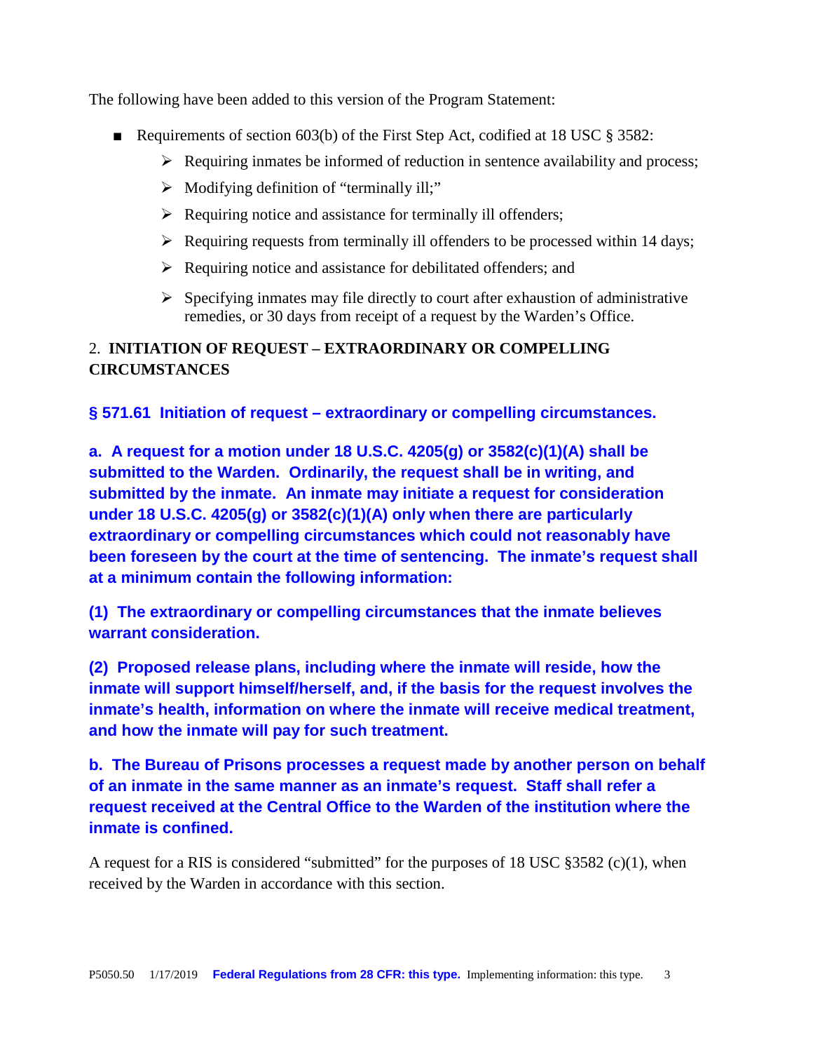The following have been added to this version of the Program Statement:

- Requirements of section 603(b) of the First Step Act, codified at 18 USC § 3582:
  - Requiring inmates be informed of reduction in sentence availability and process;
  - Modifying definition of "terminally ill;"
  - Requiring notice and assistance for terminally ill offenders;
  - Requiring requests from terminally ill offenders to be processed within 14 days;
  - Requiring notice and assistance for debilitated offenders; and
  - Specifying inmates may file directly to court after exhaustion of administrative remedies, or 30 days from receipt of a request by the Warden's Office.

## 2. INITIATION OF REQUEST – EXTRAORDINARY OR COMPELLING CIRCUMSTANCES

**§ 571.61 Initiation of request – extraordinary or compelling circumstances.**

**a. A request for a motion under 18 U.S.C. 4205(g) or 3582(c)(1)(A) shall be submitted to the Warden. Ordinarily, the request shall be in writing, and submitted by the inmate. An inmate may initiate a request for consideration under 18 U.S.C. 4205(g) or 3582(c)(1)(A) only when there are particularly extraordinary or compelling circumstances which could not reasonably have been foreseen by the court at the time of sentencing. The inmate's request shall at a minimum contain the following information:**

**(1) The extraordinary or compelling circumstances that the inmate believes warrant consideration.**

**(2) Proposed release plans, including where the inmate will reside, how the inmate will support himself/herself, and, if the basis for the request involves the inmate's health, information on where the inmate will receive medical treatment, and how the inmate will pay for such treatment.**

**b. The Bureau of Prisons processes a request made by another person on behalf of an inmate in the same manner as an inmate's request. Staff shall refer a request received at the Central Office to the Warden of the institution where the inmate is confined.**

A request for a RIS is considered "submitted" for the purposes of 18 USC §3582 (c)(1), when received by the Warden in accordance with this section.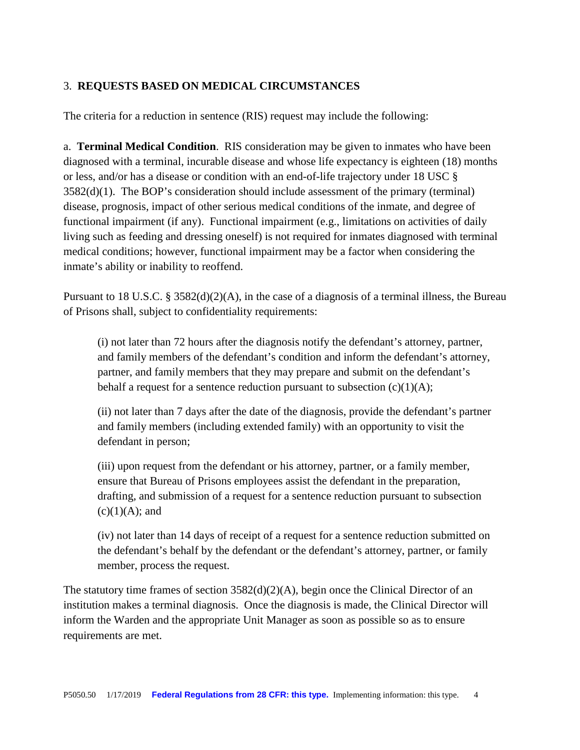### 3. **REQUESTS BASED ON MEDICAL CIRCUMSTANCES**

The criteria for a reduction in sentence (RIS) request may include the following:

a. **Terminal Medical Condition**. RIS consideration may be given to inmates who have been diagnosed with a terminal, incurable disease and whose life expectancy is eighteen (18) months or less, and/or has a disease or condition with an end-of-life trajectory under 18 USC § 3582(d)(1). The BOP's consideration should include assessment of the primary (terminal) disease, prognosis, impact of other serious medical conditions of the inmate, and degree of functional impairment (if any). Functional impairment (e.g., limitations on activities of daily living such as feeding and dressing oneself) is not required for inmates diagnosed with terminal medical conditions; however, functional impairment may be a factor when considering the inmate's ability or inability to reoffend.

Pursuant to 18 U.S.C. § 3582(d)(2)(A), in the case of a diagnosis of a terminal illness, the Bureau of Prisons shall, subject to confidentiality requirements:

> (i) not later than 72 hours after the diagnosis notify the defendant's attorney, partner, and family members of the defendant's condition and inform the defendant's attorney, partner, and family members that they may prepare and submit on the defendant's behalf a request for a sentence reduction pursuant to subsection (c)(1)(A);
>
> (ii) not later than 7 days after the date of the diagnosis, provide the defendant's partner and family members (including extended family) with an opportunity to visit the defendant in person;
>
> (iii) upon request from the defendant or his attorney, partner, or a family member, ensure that Bureau of Prisons employees assist the defendant in the preparation, drafting, and submission of a request for a sentence reduction pursuant to subsection (c)(1)(A); and
>
> (iv) not later than 14 days of receipt of a request for a sentence reduction submitted on the defendant's behalf by the defendant or the defendant's attorney, partner, or family member, process the request.

The statutory time frames of section 3582(d)(2)(A), begin once the Clinical Director of an institution makes a terminal diagnosis. Once the diagnosis is made, the Clinical Director will inform the Warden and the appropriate Unit Manager as soon as possible so as to ensure requirements are met.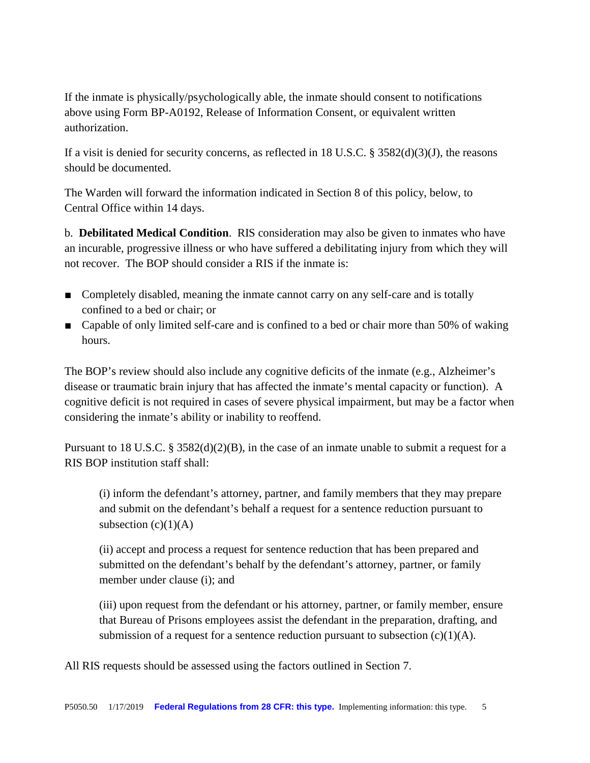If the inmate is physically/psychologically able, the inmate should consent to notifications above using Form BP-A0192, Release of Information Consent, or equivalent written authorization.

If a visit is denied for security concerns, as reflected in 18 U.S.C. § 3582(d)(3)(J), the reasons should be documented.

The Warden will forward the information indicated in Section 8 of this policy, below, to Central Office within 14 days.

b. **Debilitated Medical Condition**. RIS consideration may also be given to inmates who have an incurable, progressive illness or who have suffered a debilitating injury from which they will not recover. The BOP should consider a RIS if the inmate is:

- Completely disabled, meaning the inmate cannot carry on any self-care and is totally confined to a bed or chair; or
- Capable of only limited self-care and is confined to a bed or chair more than 50% of waking hours.

The BOP's review should also include any cognitive deficits of the inmate (e.g., Alzheimer's disease or traumatic brain injury that has affected the inmate's mental capacity or function). A cognitive deficit is not required in cases of severe physical impairment, but may be a factor when considering the inmate's ability or inability to reoffend.

Pursuant to 18 U.S.C. § 3582(d)(2)(B), in the case of an inmate unable to submit a request for a RIS BOP institution staff shall:

> (i) inform the defendant's attorney, partner, and family members that they may prepare and submit on the defendant's behalf a request for a sentence reduction pursuant to subsection (c)(1)(A)
>
> (ii) accept and process a request for sentence reduction that has been prepared and submitted on the defendant's behalf by the defendant's attorney, partner, or family member under clause (i); and
>
> (iii) upon request from the defendant or his attorney, partner, or family member, ensure that Bureau of Prisons employees assist the defendant in the preparation, drafting, and submission of a request for a sentence reduction pursuant to subsection (c)(1)(A).

All RIS requests should be assessed using the factors outlined in Section 7.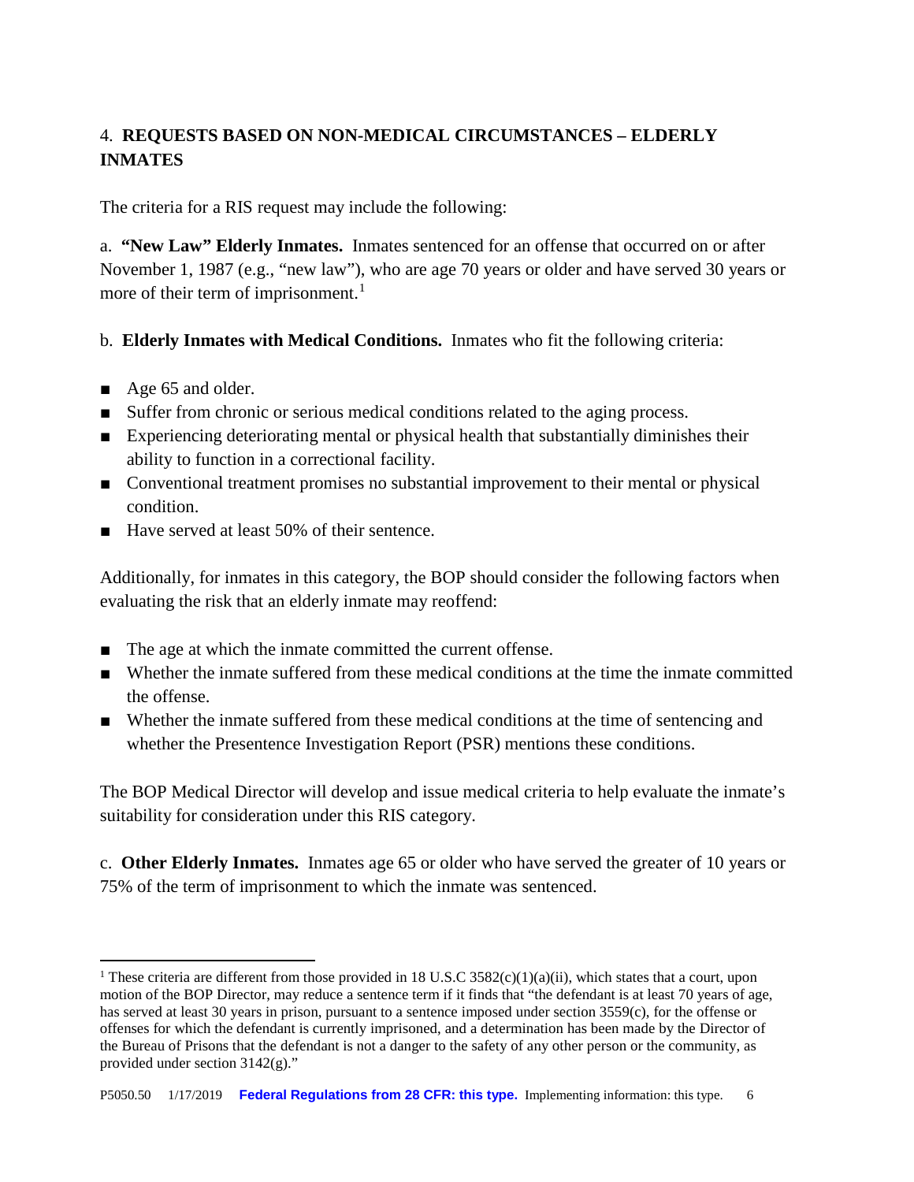## 4. **REQUESTS BASED ON NON-MEDICAL CIRCUMSTANCES – ELDERLY INMATES**

The criteria for a RIS request may include the following:

a. **"New Law" Elderly Inmates.** Inmates sentenced for an offense that occurred on or after November 1, 1987 (e.g., "new law"), who are age 70 years or older and have served 30 years or more of their term of imprisonment.[1]

b. **Elderly Inmates with Medical Conditions.** Inmates who fit the following criteria:

- Age 65 and older.
- Suffer from chronic or serious medical conditions related to the aging process.
- Experiencing deteriorating mental or physical health that substantially diminishes their ability to function in a correctional facility.
- Conventional treatment promises no substantial improvement to their mental or physical condition.
- Have served at least 50% of their sentence.

Additionally, for inmates in this category, the BOP should consider the following factors when evaluating the risk that an elderly inmate may reoffend:

- The age at which the inmate committed the current offense.
- Whether the inmate suffered from these medical conditions at the time the inmate committed the offense.
- Whether the inmate suffered from these medical conditions at the time of sentencing and whether the Presentence Investigation Report (PSR) mentions these conditions.

The BOP Medical Director will develop and issue medical criteria to help evaluate the inmate's suitability for consideration under this RIS category.

c. **Other Elderly Inmates.** Inmates age 65 or older who have served the greater of 10 years or 75% of the term of imprisonment to which the inmate was sentenced.

---

[1] These criteria are different from those provided in 18 U.S.C 3582(c)(1)(a)(ii), which states that a court, upon motion of the BOP Director, may reduce a sentence term if it finds that "the defendant is at least 70 years of age, has served at least 30 years in prison, pursuant to a sentence imposed under section 3559(c), for the offense or offenses for which the defendant is currently imprisoned, and a determination has been made by the Director of the Bureau of Prisons that the defendant is not a danger to the safety of any other person or the community, as provided under section 3142(g)."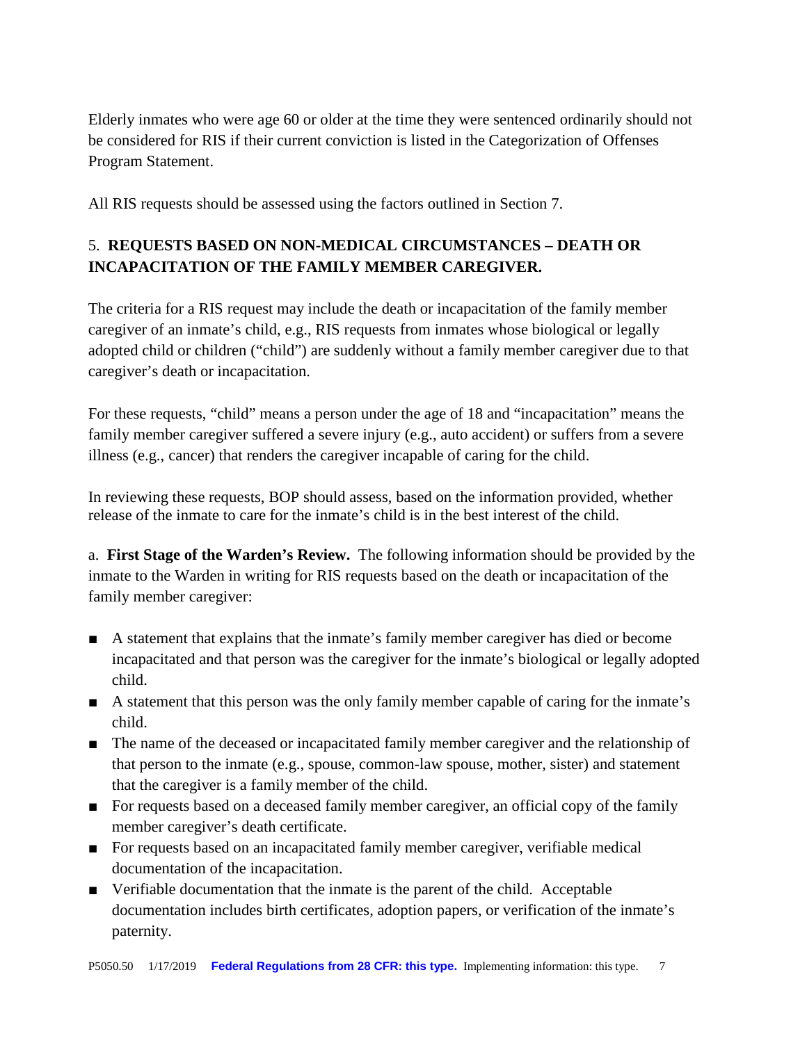Elderly inmates who were age 60 or older at the time they were sentenced ordinarily should not be considered for RIS if their current conviction is listed in the Categorization of Offenses Program Statement.

All RIS requests should be assessed using the factors outlined in Section 7.

## 5. REQUESTS BASED ON NON-MEDICAL CIRCUMSTANCES – DEATH OR INCAPACITATION OF THE FAMILY MEMBER CAREGIVER.

The criteria for a RIS request may include the death or incapacitation of the family member caregiver of an inmate's child, e.g., RIS requests from inmates whose biological or legally adopted child or children ("child") are suddenly without a family member caregiver due to that caregiver's death or incapacitation.

For these requests, "child" means a person under the age of 18 and "incapacitation" means the family member caregiver suffered a severe injury (e.g., auto accident) or suffers from a severe illness (e.g., cancer) that renders the caregiver incapable of caring for the child.

In reviewing these requests, BOP should assess, based on the information provided, whether release of the inmate to care for the inmate's child is in the best interest of the child.

a. **First Stage of the Warden's Review.** The following information should be provided by the inmate to the Warden in writing for RIS requests based on the death or incapacitation of the family member caregiver:

- A statement that explains that the inmate's family member caregiver has died or become incapacitated and that person was the caregiver for the inmate's biological or legally adopted child.
- A statement that this person was the only family member capable of caring for the inmate's child.
- The name of the deceased or incapacitated family member caregiver and the relationship of that person to the inmate (e.g., spouse, common-law spouse, mother, sister) and statement that the caregiver is a family member of the child.
- For requests based on a deceased family member caregiver, an official copy of the family member caregiver's death certificate.
- For requests based on an incapacitated family member caregiver, verifiable medical documentation of the incapacitation.
- Verifiable documentation that the inmate is the parent of the child. Acceptable documentation includes birth certificates, adoption papers, or verification of the inmate's paternity.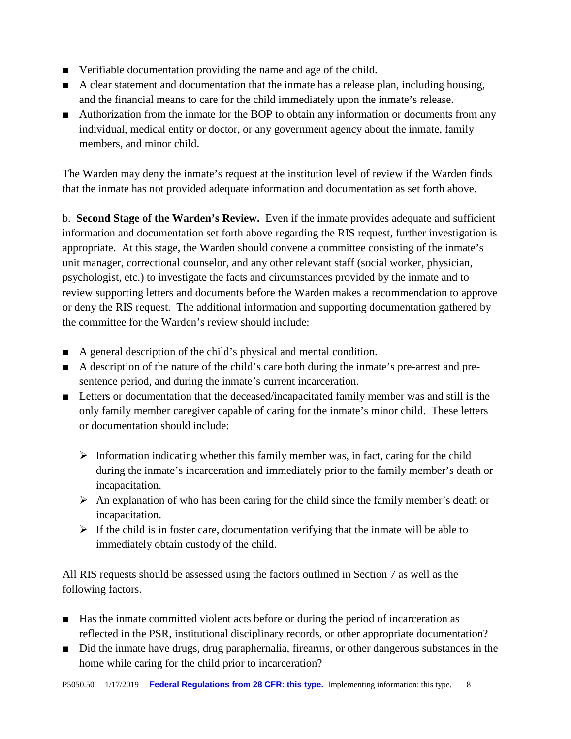- Verifiable documentation providing the name and age of the child.
- A clear statement and documentation that the inmate has a release plan, including housing, and the financial means to care for the child immediately upon the inmate's release.
- Authorization from the inmate for the BOP to obtain any information or documents from any individual, medical entity or doctor, or any government agency about the inmate, family members, and minor child.

The Warden may deny the inmate's request at the institution level of review if the Warden finds that the inmate has not provided adequate information and documentation as set forth above.

b. **Second Stage of the Warden's Review.** Even if the inmate provides adequate and sufficient information and documentation set forth above regarding the RIS request, further investigation is appropriate. At this stage, the Warden should convene a committee consisting of the inmate's unit manager, correctional counselor, and any other relevant staff (social worker, physician, psychologist, etc.) to investigate the facts and circumstances provided by the inmate and to review supporting letters and documents before the Warden makes a recommendation to approve or deny the RIS request. The additional information and supporting documentation gathered by the committee for the Warden's review should include:

- A general description of the child's physical and mental condition.
- A description of the nature of the child's care both during the inmate's pre-arrest and pre-sentence period, and during the inmate's current incarceration.
- Letters or documentation that the deceased/incapacitated family member was and still is the only family member caregiver capable of caring for the inmate's minor child. These letters or documentation should include:
  - Information indicating whether this family member was, in fact, caring for the child during the inmate's incarceration and immediately prior to the family member's death or incapacitation.
  - An explanation of who has been caring for the child since the family member's death or incapacitation.
  - If the child is in foster care, documentation verifying that the inmate will be able to immediately obtain custody of the child.

All RIS requests should be assessed using the factors outlined in Section 7 as well as the following factors.

- Has the inmate committed violent acts before or during the period of incarceration as reflected in the PSR, institutional disciplinary records, or other appropriate documentation?
- Did the inmate have drugs, drug paraphernalia, firearms, or other dangerous substances in the home while caring for the child prior to incarceration?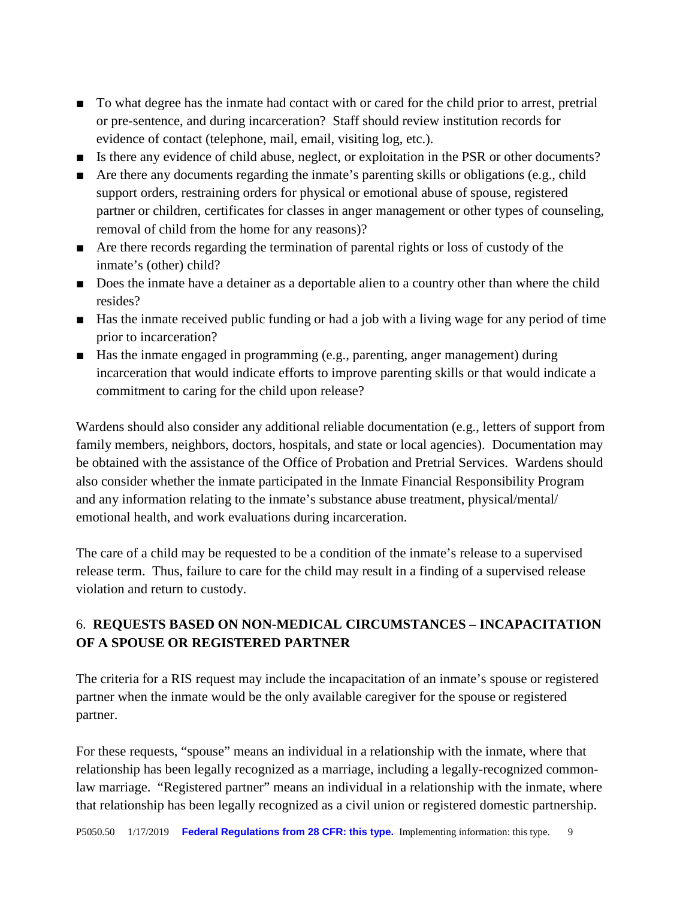- To what degree has the inmate had contact with or cared for the child prior to arrest, pretrial or pre-sentence, and during incarceration? Staff should review institution records for evidence of contact (telephone, mail, email, visiting log, etc.).
- Is there any evidence of child abuse, neglect, or exploitation in the PSR or other documents?
- Are there any documents regarding the inmate's parenting skills or obligations (e.g., child support orders, restraining orders for physical or emotional abuse of spouse, registered partner or children, certificates for classes in anger management or other types of counseling, removal of child from the home for any reasons)?
- Are there records regarding the termination of parental rights or loss of custody of the inmate's (other) child?
- Does the inmate have a detainer as a deportable alien to a country other than where the child resides?
- Has the inmate received public funding or had a job with a living wage for any period of time prior to incarceration?
- Has the inmate engaged in programming (e.g., parenting, anger management) during incarceration that would indicate efforts to improve parenting skills or that would indicate a commitment to caring for the child upon release?

Wardens should also consider any additional reliable documentation (e.g., letters of support from family members, neighbors, doctors, hospitals, and state or local agencies). Documentation may be obtained with the assistance of the Office of Probation and Pretrial Services. Wardens should also consider whether the inmate participated in the Inmate Financial Responsibility Program and any information relating to the inmate's substance abuse treatment, physical/mental/emotional health, and work evaluations during incarceration.

The care of a child may be requested to be a condition of the inmate's release to a supervised release term. Thus, failure to care for the child may result in a finding of a supervised release violation and return to custody.

## 6. **REQUESTS BASED ON NON-MEDICAL CIRCUMSTANCES – INCAPACITATION OF A SPOUSE OR REGISTERED PARTNER**

The criteria for a RIS request may include the incapacitation of an inmate's spouse or registered partner when the inmate would be the only available caregiver for the spouse or registered partner.

For these requests, "spouse" means an individual in a relationship with the inmate, where that relationship has been legally recognized as a marriage, including a legally-recognized common-law marriage. "Registered partner" means an individual in a relationship with the inmate, where that relationship has been legally recognized as a civil union or registered domestic partnership.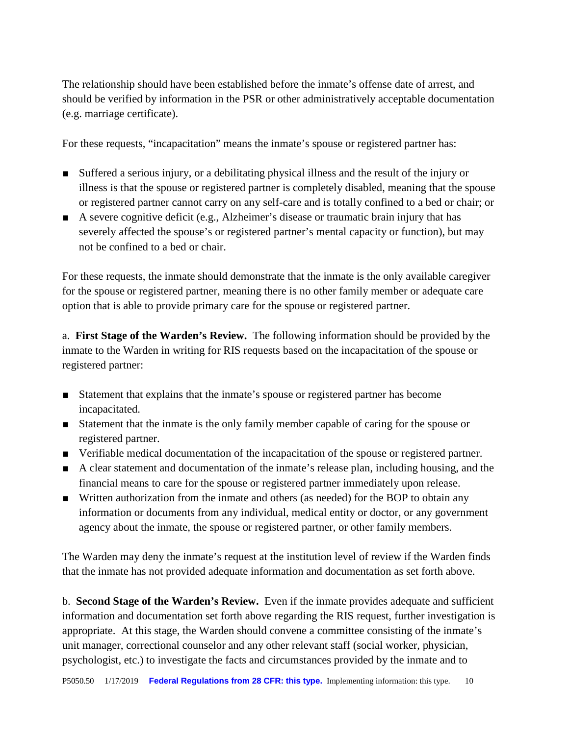The relationship should have been established before the inmate's offense date of arrest, and should be verified by information in the PSR or other administratively acceptable documentation (e.g. marriage certificate).

For these requests, "incapacitation" means the inmate's spouse or registered partner has:

- Suffered a serious injury, or a debilitating physical illness and the result of the injury or illness is that the spouse or registered partner is completely disabled, meaning that the spouse or registered partner cannot carry on any self-care and is totally confined to a bed or chair; or
- A severe cognitive deficit (e.g., Alzheimer's disease or traumatic brain injury that has severely affected the spouse's or registered partner's mental capacity or function), but may not be confined to a bed or chair.

For these requests, the inmate should demonstrate that the inmate is the only available caregiver for the spouse or registered partner, meaning there is no other family member or adequate care option that is able to provide primary care for the spouse or registered partner.

a. **First Stage of the Warden's Review.** The following information should be provided by the inmate to the Warden in writing for RIS requests based on the incapacitation of the spouse or registered partner:

- Statement that explains that the inmate's spouse or registered partner has become incapacitated.
- Statement that the inmate is the only family member capable of caring for the spouse or registered partner.
- Verifiable medical documentation of the incapacitation of the spouse or registered partner.
- A clear statement and documentation of the inmate's release plan, including housing, and the financial means to care for the spouse or registered partner immediately upon release.
- Written authorization from the inmate and others (as needed) for the BOP to obtain any information or documents from any individual, medical entity or doctor, or any government agency about the inmate, the spouse or registered partner, or other family members.

The Warden may deny the inmate's request at the institution level of review if the Warden finds that the inmate has not provided adequate information and documentation as set forth above.

b. **Second Stage of the Warden's Review.** Even if the inmate provides adequate and sufficient information and documentation set forth above regarding the RIS request, further investigation is appropriate. At this stage, the Warden should convene a committee consisting of the inmate's unit manager, correctional counselor and any other relevant staff (social worker, physician, psychologist, etc.) to investigate the facts and circumstances provided by the inmate and to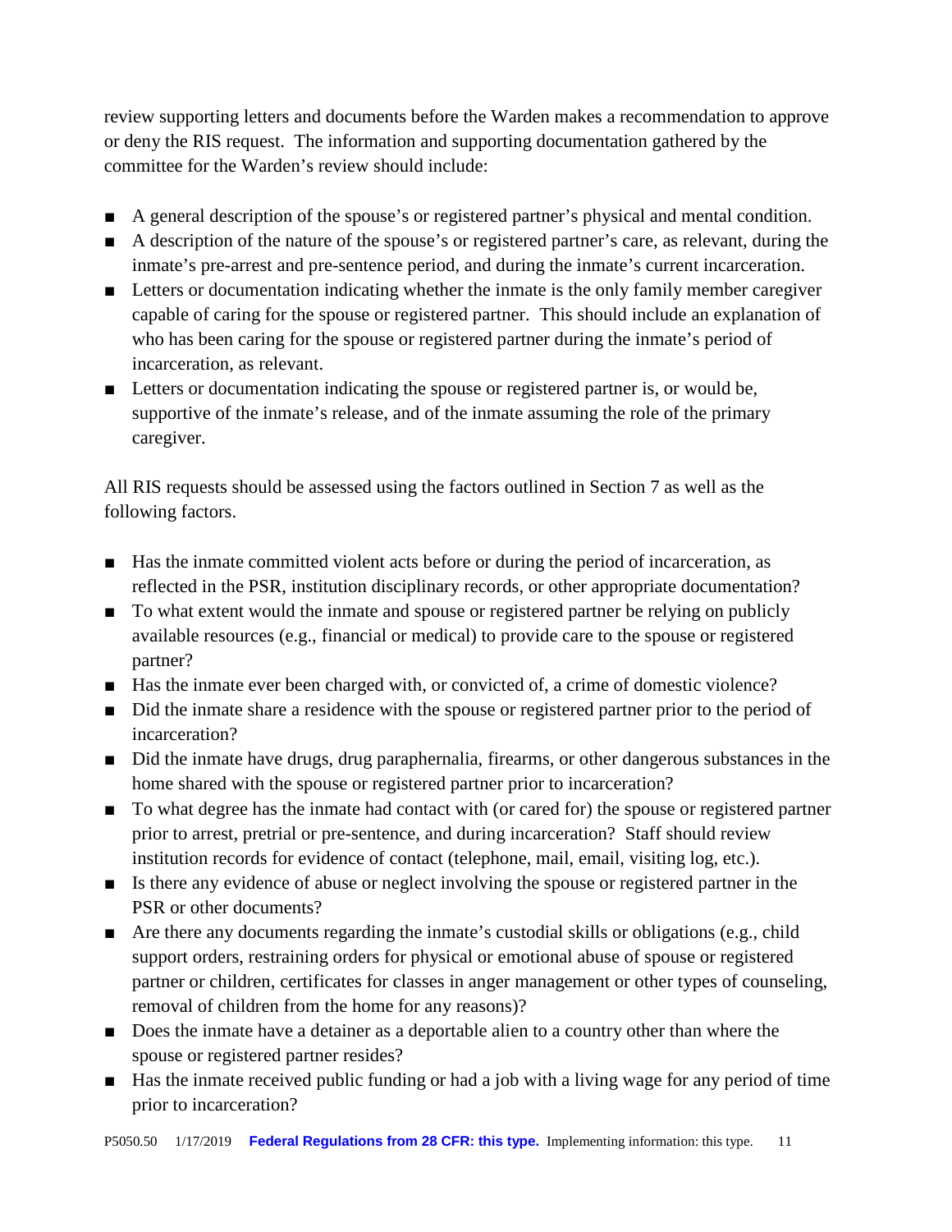review supporting letters and documents before the Warden makes a recommendation to approve or deny the RIS request. The information and supporting documentation gathered by the committee for the Warden's review should include:

- A general description of the spouse's or registered partner's physical and mental condition.
- A description of the nature of the spouse's or registered partner's care, as relevant, during the inmate's pre-arrest and pre-sentence period, and during the inmate's current incarceration.
- Letters or documentation indicating whether the inmate is the only family member caregiver capable of caring for the spouse or registered partner. This should include an explanation of who has been caring for the spouse or registered partner during the inmate's period of incarceration, as relevant.
- Letters or documentation indicating the spouse or registered partner is, or would be, supportive of the inmate's release, and of the inmate assuming the role of the primary caregiver.

All RIS requests should be assessed using the factors outlined in Section 7 as well as the following factors.

- Has the inmate committed violent acts before or during the period of incarceration, as reflected in the PSR, institution disciplinary records, or other appropriate documentation?
- To what extent would the inmate and spouse or registered partner be relying on publicly available resources (e.g., financial or medical) to provide care to the spouse or registered partner?
- Has the inmate ever been charged with, or convicted of, a crime of domestic violence?
- Did the inmate share a residence with the spouse or registered partner prior to the period of incarceration?
- Did the inmate have drugs, drug paraphernalia, firearms, or other dangerous substances in the home shared with the spouse or registered partner prior to incarceration?
- To what degree has the inmate had contact with (or cared for) the spouse or registered partner prior to arrest, pretrial or pre-sentence, and during incarceration? Staff should review institution records for evidence of contact (telephone, mail, email, visiting log, etc.).
- Is there any evidence of abuse or neglect involving the spouse or registered partner in the PSR or other documents?
- Are there any documents regarding the inmate's custodial skills or obligations (e.g., child support orders, restraining orders for physical or emotional abuse of spouse or registered partner or children, certificates for classes in anger management or other types of counseling, removal of children from the home for any reasons)?
- Does the inmate have a detainer as a deportable alien to a country other than where the spouse or registered partner resides?
- Has the inmate received public funding or had a job with a living wage for any period of time prior to incarceration?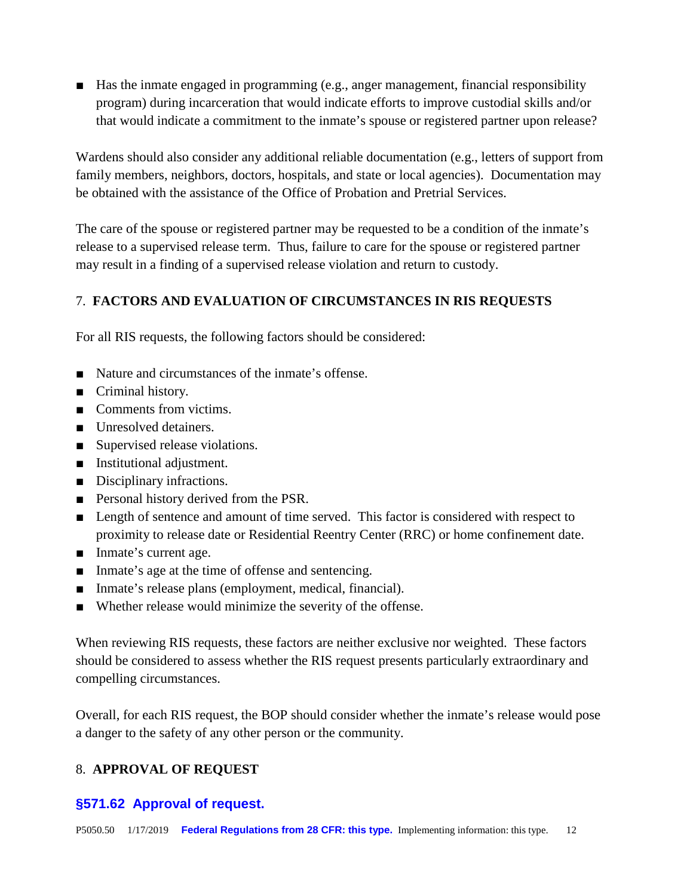- Has the inmate engaged in programming (e.g., anger management, financial responsibility program) during incarceration that would indicate efforts to improve custodial skills and/or that would indicate a commitment to the inmate's spouse or registered partner upon release?

Wardens should also consider any additional reliable documentation (e.g., letters of support from family members, neighbors, doctors, hospitals, and state or local agencies). Documentation may be obtained with the assistance of the Office of Probation and Pretrial Services.

The care of the spouse or registered partner may be requested to be a condition of the inmate's release to a supervised release term. Thus, failure to care for the spouse or registered partner may result in a finding of a supervised release violation and return to custody.

## 7. **FACTORS AND EVALUATION OF CIRCUMSTANCES IN RIS REQUESTS**

For all RIS requests, the following factors should be considered:

- Nature and circumstances of the inmate's offense.
- Criminal history.
- Comments from victims.
- Unresolved detainers.
- Supervised release violations.
- Institutional adjustment.
- Disciplinary infractions.
- Personal history derived from the PSR.
- Length of sentence and amount of time served. This factor is considered with respect to proximity to release date or Residential Reentry Center (RRC) or home confinement date.
- Inmate's current age.
- Inmate's age at the time of offense and sentencing.
- Inmate's release plans (employment, medical, financial).
- Whether release would minimize the severity of the offense.

When reviewing RIS requests, these factors are neither exclusive nor weighted. These factors should be considered to assess whether the RIS request presents particularly extraordinary and compelling circumstances.

Overall, for each RIS request, the BOP should consider whether the inmate's release would pose a danger to the safety of any other person or the community.

## 8. **APPROVAL OF REQUEST**

### **§571.62 Approval of request.**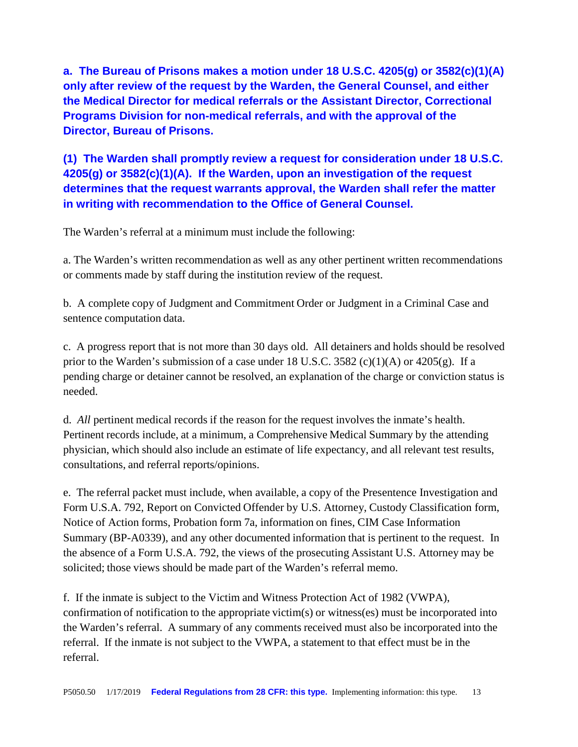**a. The Bureau of Prisons makes a motion under 18 U.S.C. 4205(g) or 3582(c)(1)(A) only after review of the request by the Warden, the General Counsel, and either the Medical Director for medical referrals or the Assistant Director, Correctional Programs Division for non-medical referrals, and with the approval of the Director, Bureau of Prisons.**

**(1) The Warden shall promptly review a request for consideration under 18 U.S.C. 4205(g) or 3582(c)(1)(A). If the Warden, upon an investigation of the request determines that the request warrants approval, the Warden shall refer the matter in writing with recommendation to the Office of General Counsel.**

The Warden's referral at a minimum must include the following:

a. The Warden's written recommendation as well as any other pertinent written recommendations or comments made by staff during the institution review of the request.

b. A complete copy of Judgment and Commitment Order or Judgment in a Criminal Case and sentence computation data.

c. A progress report that is not more than 30 days old. All detainers and holds should be resolved prior to the Warden's submission of a case under 18 U.S.C. 3582 (c)(1)(A) or 4205(g). If a pending charge or detainer cannot be resolved, an explanation of the charge or conviction status is needed.

d. *All* pertinent medical records if the reason for the request involves the inmate's health. Pertinent records include, at a minimum, a Comprehensive Medical Summary by the attending physician, which should also include an estimate of life expectancy, and all relevant test results, consultations, and referral reports/opinions.

e. The referral packet must include, when available, a copy of the Presentence Investigation and Form U.S.A. 792, Report on Convicted Offender by U.S. Attorney, Custody Classification form, Notice of Action forms, Probation form 7a, information on fines, CIM Case Information Summary (BP-A0339), and any other documented information that is pertinent to the request. In the absence of a Form U.S.A. 792, the views of the prosecuting Assistant U.S. Attorney may be solicited; those views should be made part of the Warden's referral memo.

f. If the inmate is subject to the Victim and Witness Protection Act of 1982 (VWPA), confirmation of notification to the appropriate victim(s) or witness(es) must be incorporated into the Warden's referral. A summary of any comments received must also be incorporated into the referral. If the inmate is not subject to the VWPA, a statement to that effect must be in the referral.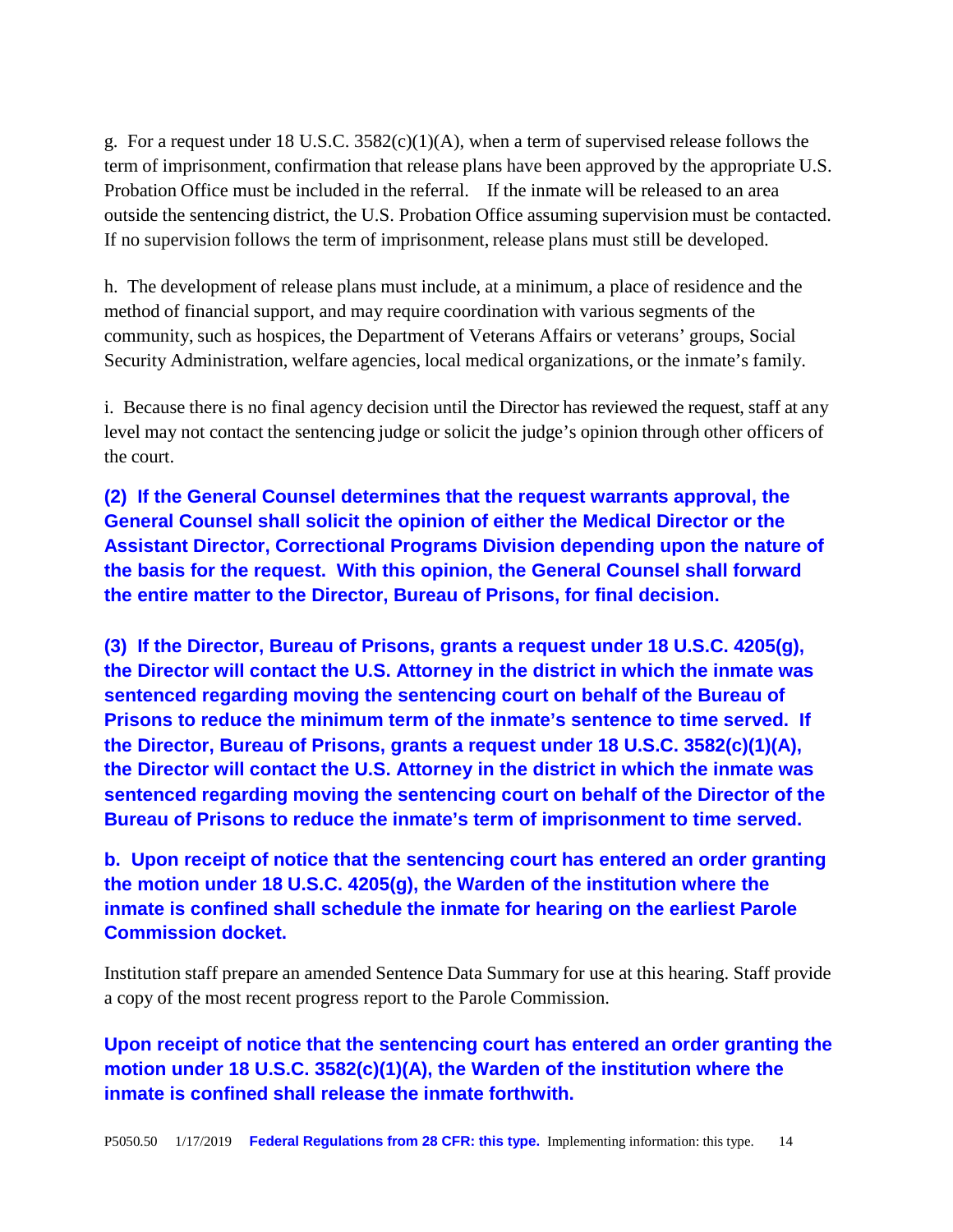g. For a request under 18 U.S.C. 3582(c)(1)(A), when a term of supervised release follows the term of imprisonment, confirmation that release plans have been approved by the appropriate U.S. Probation Office must be included in the referral. If the inmate will be released to an area outside the sentencing district, the U.S. Probation Office assuming supervision must be contacted. If no supervision follows the term of imprisonment, release plans must still be developed.

h. The development of release plans must include, at a minimum, a place of residence and the method of financial support, and may require coordination with various segments of the community, such as hospices, the Department of Veterans Affairs or veterans' groups, Social Security Administration, welfare agencies, local medical organizations, or the inmate's family.

i. Because there is no final agency decision until the Director has reviewed the request, staff at any level may not contact the sentencing judge or solicit the judge's opinion through other officers of the court.

**(2) If the General Counsel determines that the request warrants approval, the General Counsel shall solicit the opinion of either the Medical Director or the Assistant Director, Correctional Programs Division depending upon the nature of the basis for the request. With this opinion, the General Counsel shall forward the entire matter to the Director, Bureau of Prisons, for final decision.**

**(3) If the Director, Bureau of Prisons, grants a request under 18 U.S.C. 4205(g), the Director will contact the U.S. Attorney in the district in which the inmate was sentenced regarding moving the sentencing court on behalf of the Bureau of Prisons to reduce the minimum term of the inmate's sentence to time served. If the Director, Bureau of Prisons, grants a request under 18 U.S.C. 3582(c)(1)(A), the Director will contact the U.S. Attorney in the district in which the inmate was sentenced regarding moving the sentencing court on behalf of the Director of the Bureau of Prisons to reduce the inmate's term of imprisonment to time served.**

**b. Upon receipt of notice that the sentencing court has entered an order granting the motion under 18 U.S.C. 4205(g), the Warden of the institution where the inmate is confined shall schedule the inmate for hearing on the earliest Parole Commission docket.**

Institution staff prepare an amended Sentence Data Summary for use at this hearing. Staff provide a copy of the most recent progress report to the Parole Commission.

**Upon receipt of notice that the sentencing court has entered an order granting the motion under 18 U.S.C. 3582(c)(1)(A), the Warden of the institution where the inmate is confined shall release the inmate forthwith.**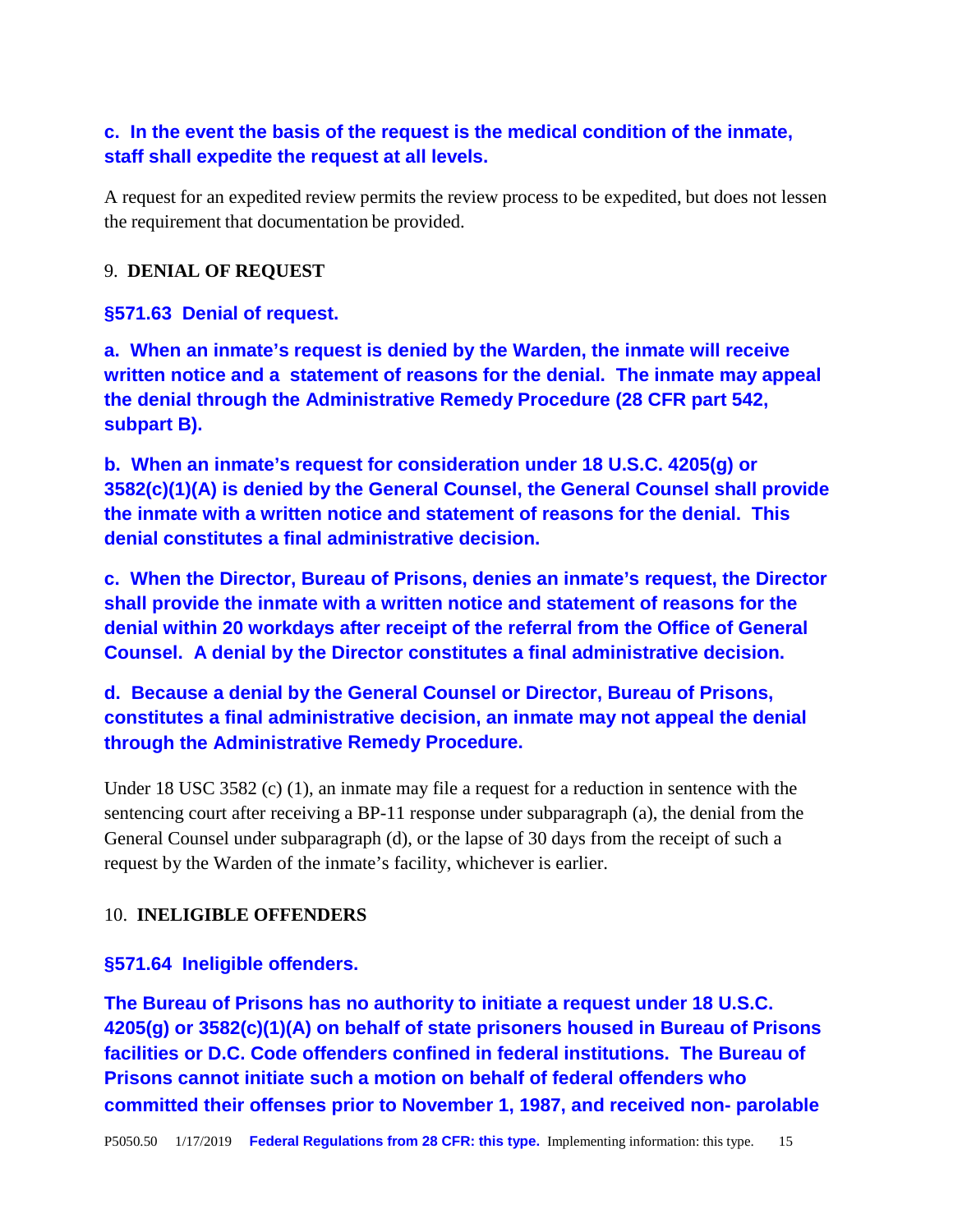**c. In the event the basis of the request is the medical condition of the inmate, staff shall expedite the request at all levels.**

A request for an expedited review permits the review process to be expedited, but does not lessen the requirement that documentation be provided.

## 9. DENIAL OF REQUEST

**§571.63 Denial of request.**

**a. When an inmate's request is denied by the Warden, the inmate will receive written notice and a statement of reasons for the denial. The inmate may appeal the denial through the Administrative Remedy Procedure (28 CFR part 542, subpart B).**

**b. When an inmate's request for consideration under 18 U.S.C. 4205(g) or 3582(c)(1)(A) is denied by the General Counsel, the General Counsel shall provide the inmate with a written notice and statement of reasons for the denial. This denial constitutes a final administrative decision.**

**c. When the Director, Bureau of Prisons, denies an inmate's request, the Director shall provide the inmate with a written notice and statement of reasons for the denial within 20 workdays after receipt of the referral from the Office of General Counsel. A denial by the Director constitutes a final administrative decision.**

**d. Because a denial by the General Counsel or Director, Bureau of Prisons, constitutes a final administrative decision, an inmate may not appeal the denial through the Administrative Remedy Procedure.**

Under 18 USC 3582 (c) (1), an inmate may file a request for a reduction in sentence with the sentencing court after receiving a BP-11 response under subparagraph (a), the denial from the General Counsel under subparagraph (d), or the lapse of 30 days from the receipt of such a request by the Warden of the inmate's facility, whichever is earlier.

## 10. INELIGIBLE OFFENDERS

**§571.64 Ineligible offenders.**

**The Bureau of Prisons has no authority to initiate a request under 18 U.S.C. 4205(g) or 3582(c)(1)(A) on behalf of state prisoners housed in Bureau of Prisons facilities or D.C. Code offenders confined in federal institutions. The Bureau of Prisons cannot initiate such a motion on behalf of federal offenders who committed their offenses prior to November 1, 1987, and received non- parolable**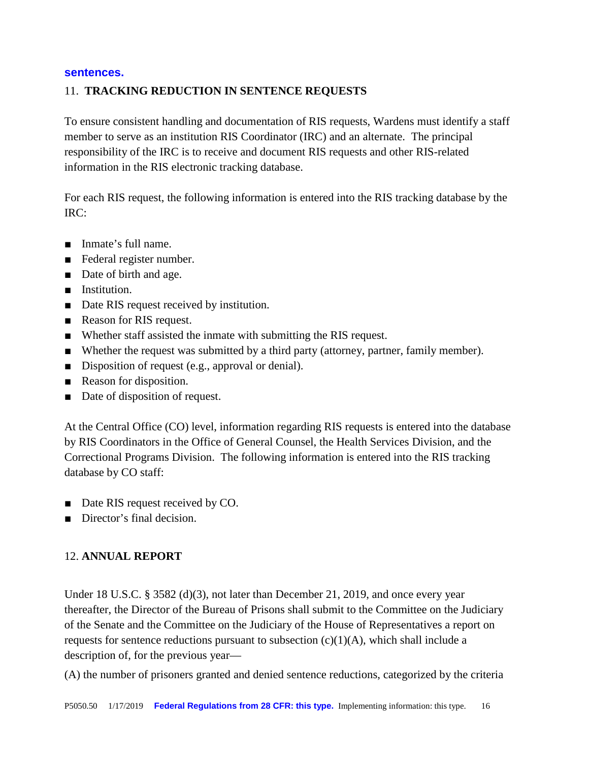**sentences.**

## 11. **TRACKING REDUCTION IN SENTENCE REQUESTS**

To ensure consistent handling and documentation of RIS requests, Wardens must identify a staff member to serve as an institution RIS Coordinator (IRC) and an alternate. The principal responsibility of the IRC is to receive and document RIS requests and other RIS-related information in the RIS electronic tracking database.

For each RIS request, the following information is entered into the RIS tracking database by the IRC:

- Inmate's full name.
- Federal register number.
- Date of birth and age.
- Institution.
- Date RIS request received by institution.
- Reason for RIS request.
- Whether staff assisted the inmate with submitting the RIS request.
- Whether the request was submitted by a third party (attorney, partner, family member).
- Disposition of request (e.g., approval or denial).
- Reason for disposition.
- Date of disposition of request.

At the Central Office (CO) level, information regarding RIS requests is entered into the database by RIS Coordinators in the Office of General Counsel, the Health Services Division, and the Correctional Programs Division. The following information is entered into the RIS tracking database by CO staff:

- Date RIS request received by CO.
- Director's final decision.

## 12. **ANNUAL REPORT**

Under 18 U.S.C. § 3582 (d)(3), not later than December 21, 2019, and once every year thereafter, the Director of the Bureau of Prisons shall submit to the Committee on the Judiciary of the Senate and the Committee on the Judiciary of the House of Representatives a report on requests for sentence reductions pursuant to subsection (c)(1)(A), which shall include a description of, for the previous year—

(A) the number of prisoners granted and denied sentence reductions, categorized by the criteria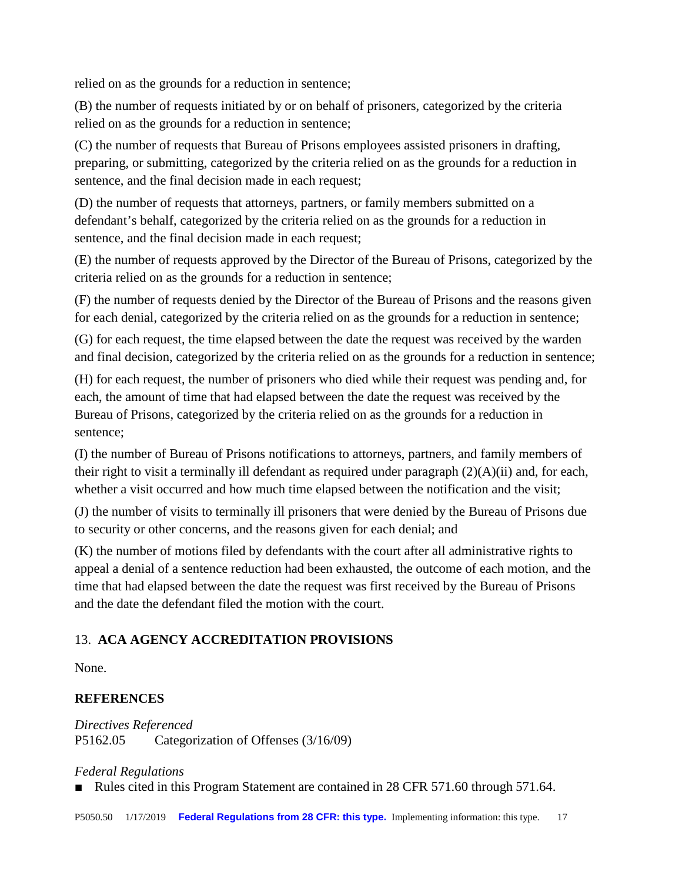relied on as the grounds for a reduction in sentence;

(B) the number of requests initiated by or on behalf of prisoners, categorized by the criteria relied on as the grounds for a reduction in sentence;

(C) the number of requests that Bureau of Prisons employees assisted prisoners in drafting, preparing, or submitting, categorized by the criteria relied on as the grounds for a reduction in sentence, and the final decision made in each request;

(D) the number of requests that attorneys, partners, or family members submitted on a defendant's behalf, categorized by the criteria relied on as the grounds for a reduction in sentence, and the final decision made in each request;

(E) the number of requests approved by the Director of the Bureau of Prisons, categorized by the criteria relied on as the grounds for a reduction in sentence;

(F) the number of requests denied by the Director of the Bureau of Prisons and the reasons given for each denial, categorized by the criteria relied on as the grounds for a reduction in sentence;

(G) for each request, the time elapsed between the date the request was received by the warden and final decision, categorized by the criteria relied on as the grounds for a reduction in sentence;

(H) for each request, the number of prisoners who died while their request was pending and, for each, the amount of time that had elapsed between the date the request was received by the Bureau of Prisons, categorized by the criteria relied on as the grounds for a reduction in sentence;

(I) the number of Bureau of Prisons notifications to attorneys, partners, and family members of their right to visit a terminally ill defendant as required under paragraph (2)(A)(ii) and, for each, whether a visit occurred and how much time elapsed between the notification and the visit;

(J) the number of visits to terminally ill prisoners that were denied by the Bureau of Prisons due to security or other concerns, and the reasons given for each denial; and

(K) the number of motions filed by defendants with the court after all administrative rights to appeal a denial of a sentence reduction had been exhausted, the outcome of each motion, and the time that had elapsed between the date the request was first received by the Bureau of Prisons and the date the defendant filed the motion with the court.

## 13. **ACA AGENCY ACCREDITATION PROVISIONS**

None.

## **REFERENCES**

*Directives Referenced*
P5162.05 Categorization of Offenses (3/16/09)

*Federal Regulations*

- Rules cited in this Program Statement are contained in 28 CFR 571.60 through 571.64.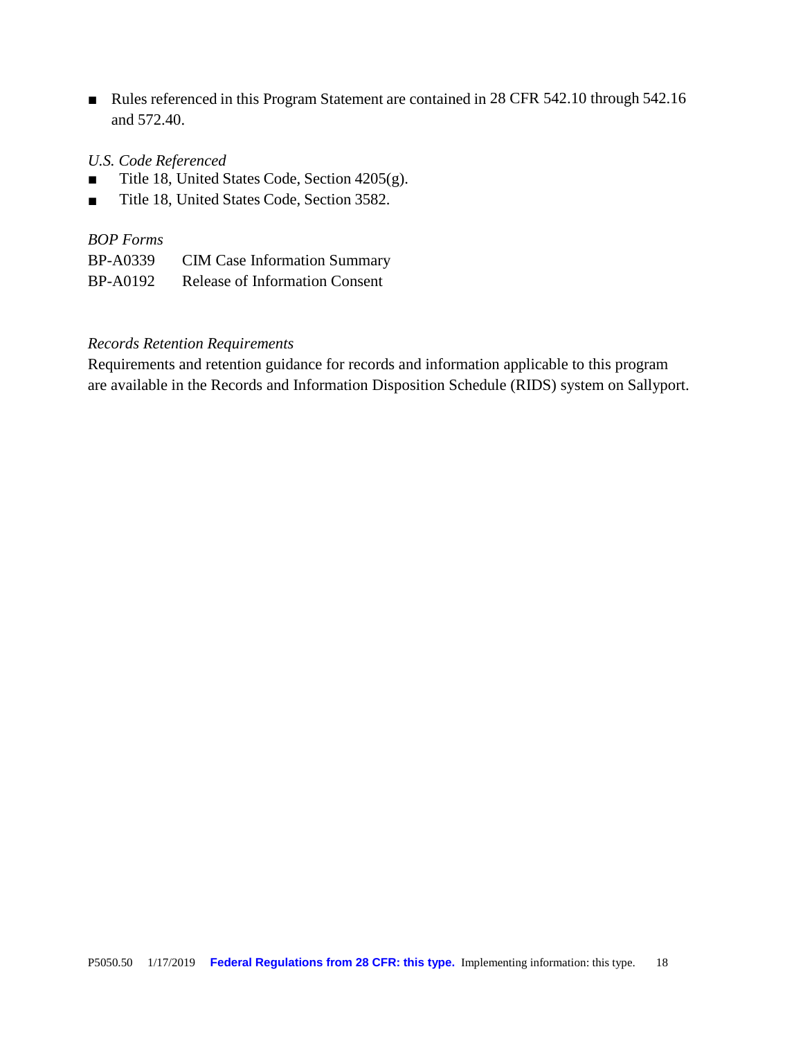- Rules referenced in this Program Statement are contained in 28 CFR 542.10 through 542.16 and 572.40.

*U.S. Code Referenced*

- Title 18, United States Code, Section 4205(g).
- Title 18, United States Code, Section 3582.

*BOP Forms*

| | |
|---|---|
| BP-A0339 | CIM Case Information Summary |
| BP-A0192 | Release of Information Consent |

*Records Retention Requirements*

Requirements and retention guidance for records and information applicable to this program are available in the Records and Information Disposition Schedule (RIDS) system on Sallyport.